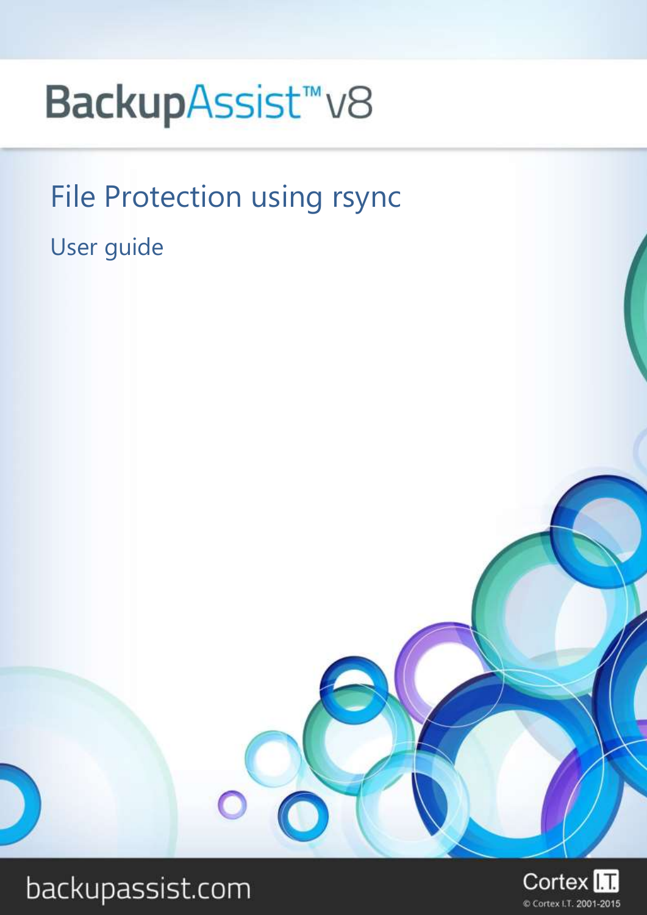# BackupAssist™ v8

## File Protection using rsync

User guide

backupassist.com

Cortex I.T.

© Cortex I.T. 2001-2015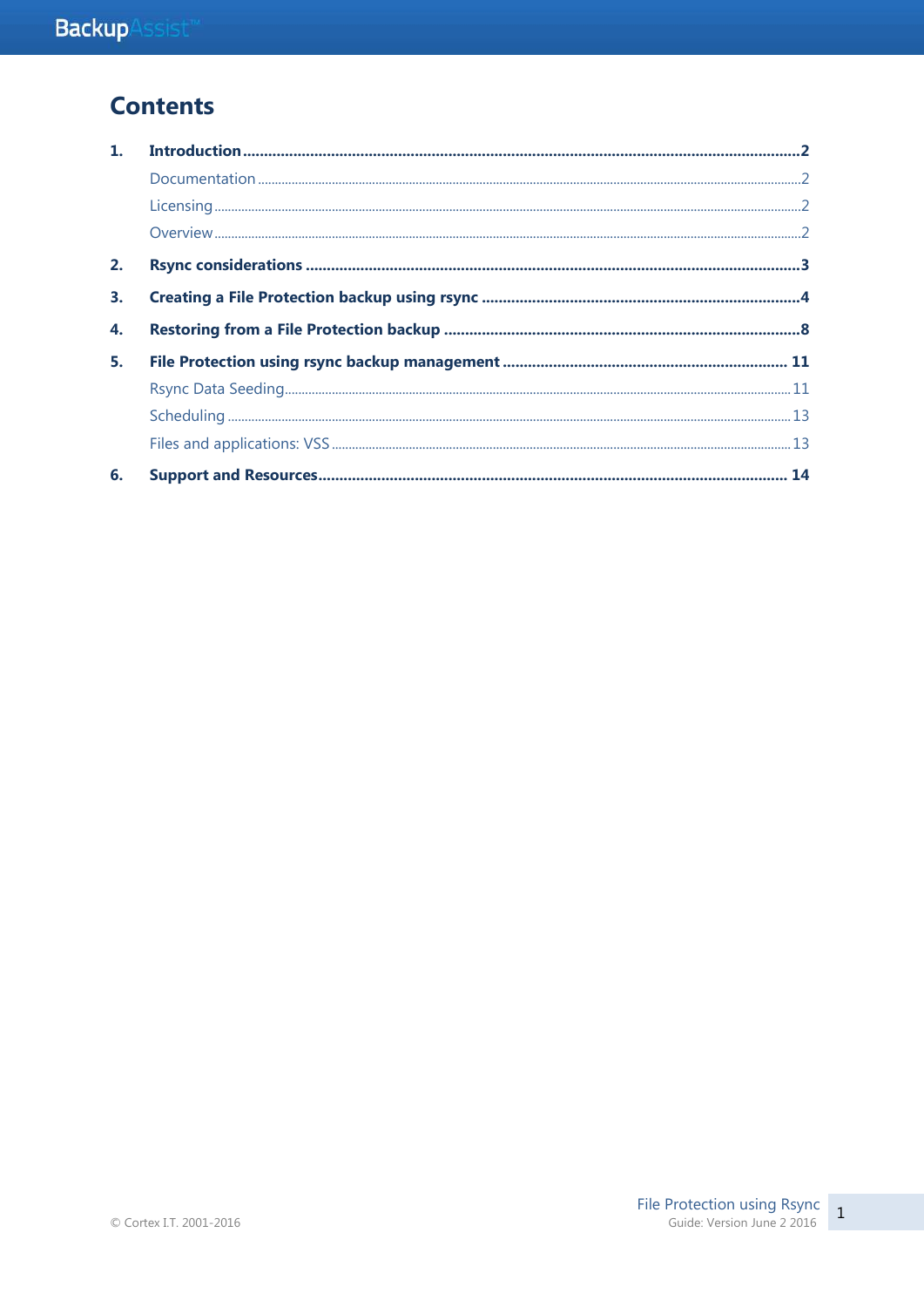# Contents

1. **Introduction** ... **2**
   - Documentation ... 2
   - Licensing ... 2
   - Overview ... 2
2. **Rsync considerations** ... **3**
3. **Creating a File Protection backup using rsync** ... **4**
4. **Restoring from a File Protection backup** ... **8**
5. **File Protection using rsync backup management** ... **11**
   - Rsync Data Seeding ... 11
   - Scheduling ... 13
   - Files and applications: VSS ... 13
6. **Support and Resources** ... **14**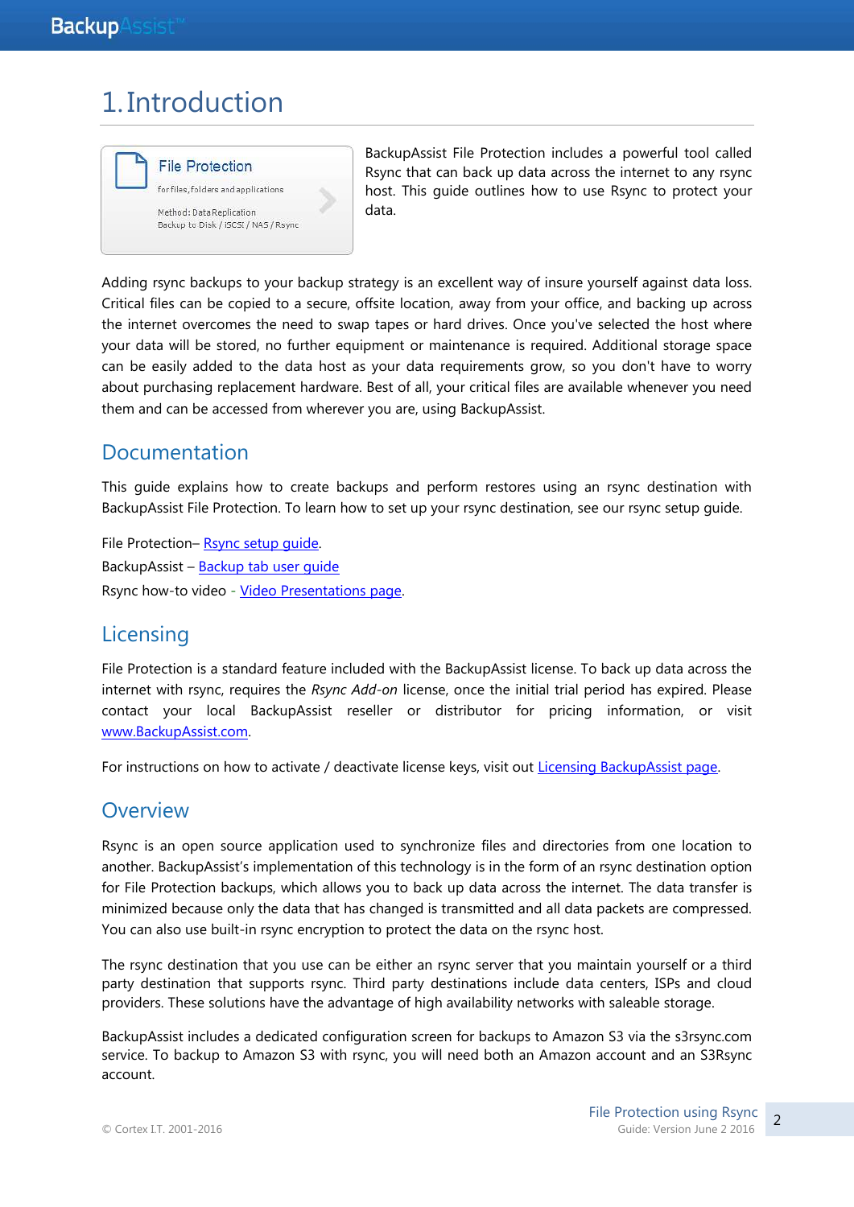# 1. Introduction

File Protection
for files, folders and applications
Method: Data Replication
Backup to Disk / iSCSI / NAS / Rsync

BackupAssist File Protection includes a powerful tool called Rsync that can back up data across the internet to any rsync host. This guide outlines how to use Rsync to protect your data.

Adding rsync backups to your backup strategy is an excellent way of insure yourself against data loss. Critical files can be copied to a secure, offsite location, away from your office, and backing up across the internet overcomes the need to swap tapes or hard drives. Once you've selected the host where your data will be stored, no further equipment or maintenance is required. Additional storage space can be easily added to the data host as your data requirements grow, so you don't have to worry about purchasing replacement hardware. Best of all, your critical files are available whenever you need them and can be accessed from wherever you are, using BackupAssist.

## Documentation

This guide explains how to create backups and perform restores using an rsync destination with BackupAssist File Protection. To learn how to set up your rsync destination, see our rsync setup guide.

File Protection– Rsync setup guide.
BackupAssist – Backup tab user guide
Rsync how-to video - Video Presentations page.

## Licensing

File Protection is a standard feature included with the BackupAssist license. To back up data across the internet with rsync, requires the *Rsync Add-on* license, once the initial trial period has expired. Please contact your local BackupAssist reseller or distributor for pricing information, or visit www.BackupAssist.com.

For instructions on how to activate / deactivate license keys, visit out Licensing BackupAssist page.

## Overview

Rsync is an open source application used to synchronize files and directories from one location to another. BackupAssist's implementation of this technology is in the form of an rsync destination option for File Protection backups, which allows you to back up data across the internet. The data transfer is minimized because only the data that has changed is transmitted and all data packets are compressed. You can also use built-in rsync encryption to protect the data on the rsync host.

The rsync destination that you use can be either an rsync server that you maintain yourself or a third party destination that supports rsync. Third party destinations include data centers, ISPs and cloud providers. These solutions have the advantage of high availability networks with saleable storage.

BackupAssist includes a dedicated configuration screen for backups to Amazon S3 via the s3rsync.com service. To backup to Amazon S3 with rsync, you will need both an Amazon account and an S3Rsync account.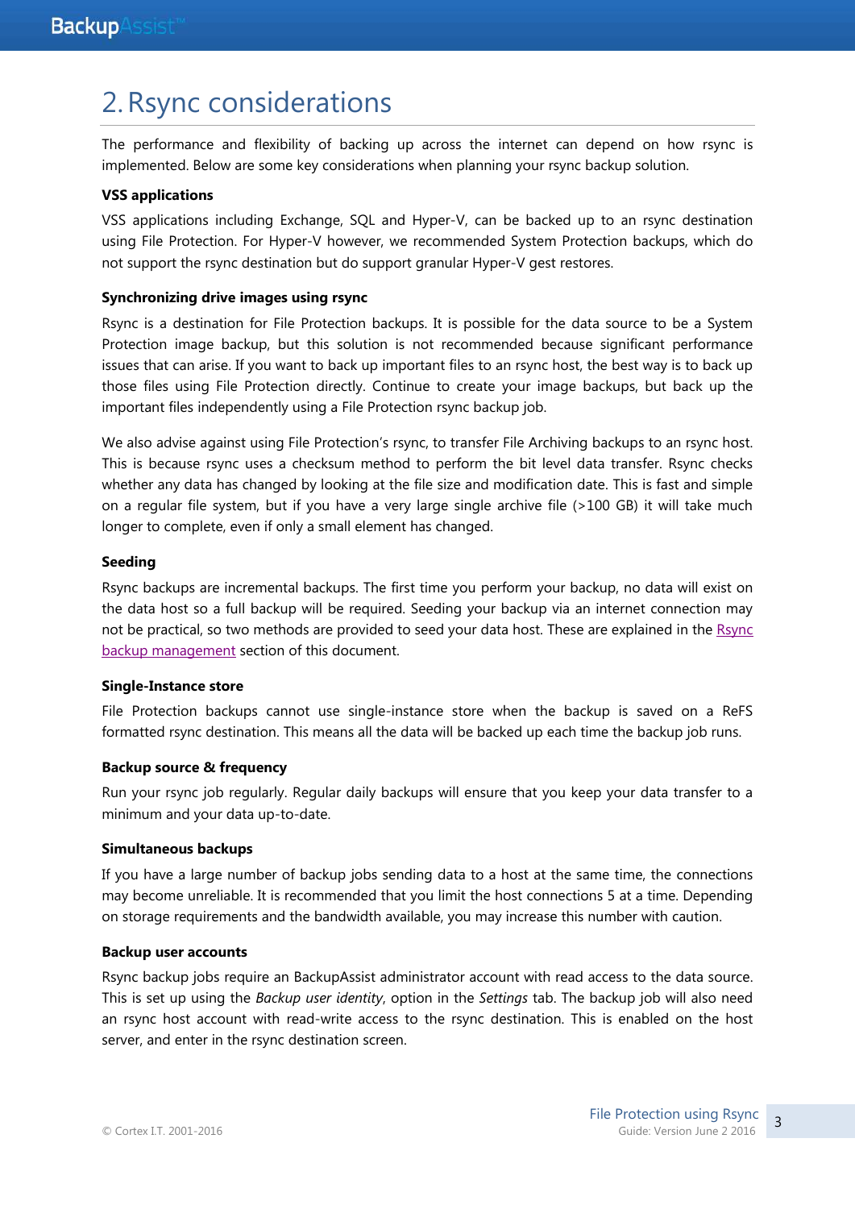# 2. Rsync considerations

The performance and flexibility of backing up across the internet can depend on how rsync is implemented. Below are some key considerations when planning your rsync backup solution.

**VSS applications**

VSS applications including Exchange, SQL and Hyper-V, can be backed up to an rsync destination using File Protection. For Hyper-V however, we recommended System Protection backups, which do not support the rsync destination but do support granular Hyper-V gest restores.

**Synchronizing drive images using rsync**

Rsync is a destination for File Protection backups. It is possible for the data source to be a System Protection image backup, but this solution is not recommended because significant performance issues that can arise. If you want to back up important files to an rsync host, the best way is to back up those files using File Protection directly. Continue to create your image backups, but back up the important files independently using a File Protection rsync backup job.

We also advise against using File Protection's rsync, to transfer File Archiving backups to an rsync host. This is because rsync uses a checksum method to perform the bit level data transfer. Rsync checks whether any data has changed by looking at the file size and modification date. This is fast and simple on a regular file system, but if you have a very large single archive file (>100 GB) it will take much longer to complete, even if only a small element has changed.

**Seeding**

Rsync backups are incremental backups. The first time you perform your backup, no data will exist on the data host so a full backup will be required. Seeding your backup via an internet connection may not be practical, so two methods are provided to seed your data host. These are explained in the Rsync backup management section of this document.

**Single-Instance store**

File Protection backups cannot use single-instance store when the backup is saved on a ReFS formatted rsync destination. This means all the data will be backed up each time the backup job runs.

**Backup source & frequency**

Run your rsync job regularly. Regular daily backups will ensure that you keep your data transfer to a minimum and your data up-to-date.

**Simultaneous backups**

If you have a large number of backup jobs sending data to a host at the same time, the connections may become unreliable. It is recommended that you limit the host connections 5 at a time. Depending on storage requirements and the bandwidth available, you may increase this number with caution.

**Backup user accounts**

Rsync backup jobs require an BackupAssist administrator account with read access to the data source. This is set up using the *Backup user identity*, option in the *Settings* tab. The backup job will also need an rsync host account with read-write access to the rsync destination. This is enabled on the host server, and enter in the rsync destination screen.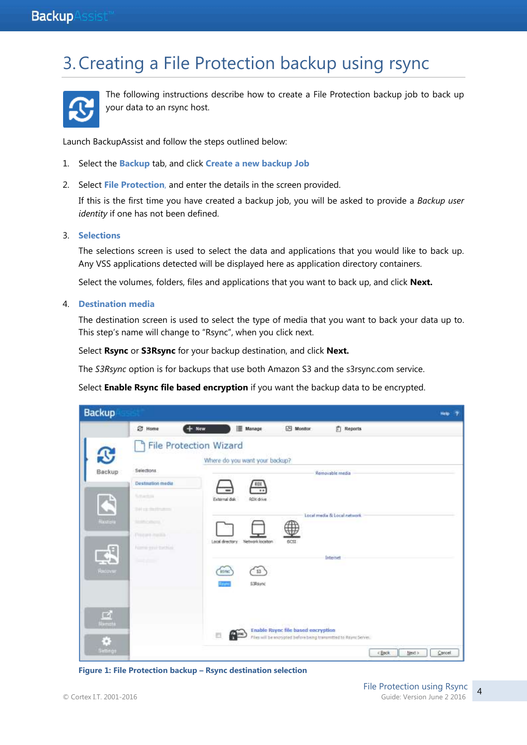# 3. Creating a File Protection backup using rsync

The following instructions describe how to create a File Protection backup job to back up your data to an rsync host.

Launch BackupAssist and follow the steps outlined below:

1. Select the **Backup** tab, and click **Create a new backup Job**

2. Select **File Protection**, and enter the details in the screen provided.

   If this is the first time you have created a backup job, you will be asked to provide a *Backup user identity* if one has not been defined.

3. **Selections**

   The selections screen is used to select the data and applications that you would like to back up. Any VSS applications detected will be displayed here as application directory containers.

   Select the volumes, folders, files and applications that you want to back up, and click **Next.**

4. **Destination media**

   The destination screen is used to select the type of media that you want to back your data up to. This step's name will change to "Rsync", when you click next.

   Select **Rsync** or **S3Rsync** for your backup destination, and click **Next.**

   The *S3Rsync* option is for backups that use both Amazon S3 and the s3rsync.com service.

   Select **Enable Rsync file based encryption** if you want the backup data to be encrypted.

**Figure 1: File Protection backup – Rsync destination selection**

© Cortex I.T. 2001-2016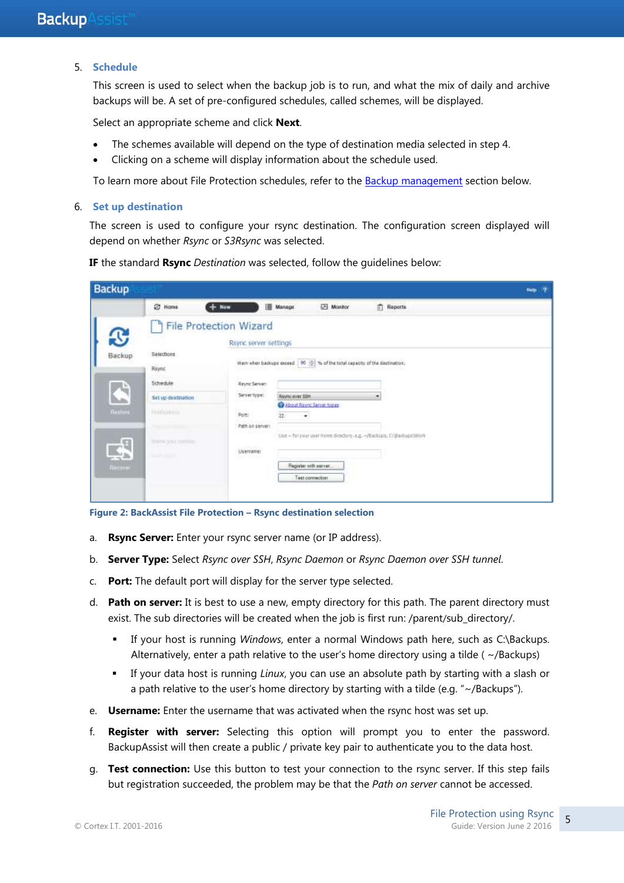5. **Schedule**

   This screen is used to select when the backup job is to run, and what the mix of daily and archive backups will be. A set of pre-configured schedules, called schemes, will be displayed.

   Select an appropriate scheme and click **Next**.

   - The schemes available will depend on the type of destination media selected in step 4.
   - Clicking on a scheme will display information about the schedule used.

   To learn more about File Protection schedules, refer to the Backup management section below.

6. **Set up destination**

   The screen is used to configure your rsync destination. The configuration screen displayed will depend on whether *Rsync* or *S3Rsync* was selected.

   **IF** the standard **Rsync** *Destination* was selected, follow the guidelines below:

   **Figure 2: BackAssist File Protection – Rsync destination selection**

   a. **Rsync Server:** Enter your rsync server name (or IP address).

   b. **Server Type:** Select *Rsync over SSH*, *Rsync Daemon* or *Rsync Daemon over SSH tunnel*.

   c. **Port:** The default port will display for the server type selected.

   d. **Path on server:** It is best to use a new, empty directory for this path. The parent directory must exist. The sub directories will be created when the job is first run: /parent/sub_directory/.

      - If your host is running *Windows*, enter a normal Windows path here, such as C:\Backups. Alternatively, enter a path relative to the user's home directory using a tilde ( ~/Backups)
      - If your data host is running *Linux*, you can use an absolute path by starting with a slash or a path relative to the user's home directory by starting with a tilde (e.g. "~/Backups").

   e. **Username:** Enter the username that was activated when the rsync host was set up.

   f. **Register with server:** Selecting this option will prompt you to enter the password. BackupAssist will then create a public / private key pair to authenticate you to the data host.

   g. **Test connection:** Use this button to test your connection to the rsync server. If this step fails but registration succeeded, the problem may be that the *Path on server* cannot be accessed.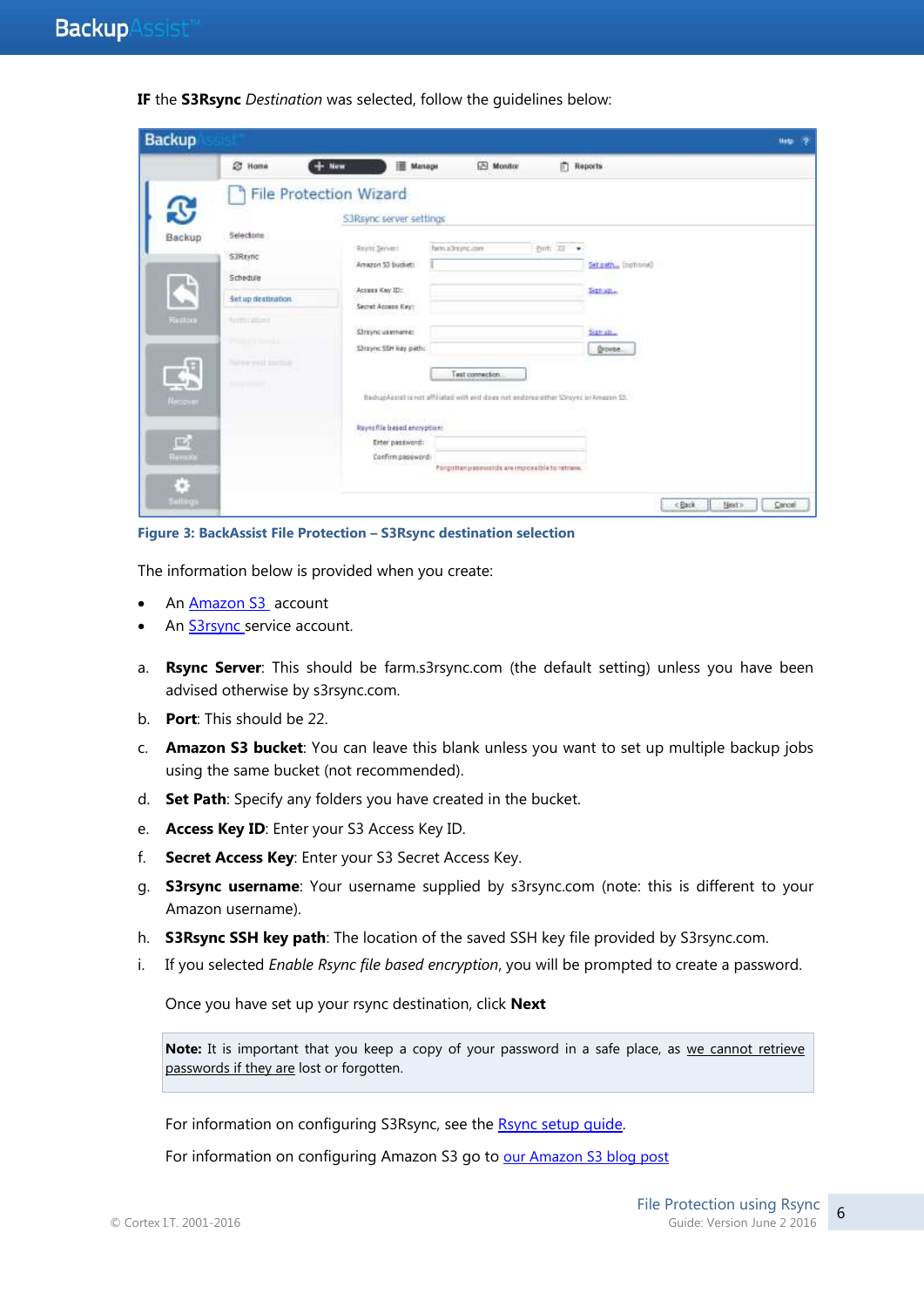**IF** the **S3Rsync** *Destination* was selected, follow the guidelines below:

**Figure 3: BackAssist File Protection – S3Rsync destination selection**

The information below is provided when you create:

- An Amazon S3 account
- An S3rsync service account.

a. **Rsync Server**: This should be farm.s3rsync.com (the default setting) unless you have been advised otherwise by s3rsync.com.

b. **Port**: This should be 22.

c. **Amazon S3 bucket**: You can leave this blank unless you want to set up multiple backup jobs using the same bucket (not recommended).

d. **Set Path**: Specify any folders you have created in the bucket.

e. **Access Key ID**: Enter your S3 Access Key ID.

f. **Secret Access Key**: Enter your S3 Secret Access Key.

g. **S3rsync username**: Your username supplied by s3rsync.com (note: this is different to your Amazon username).

h. **S3Rsync SSH key path**: The location of the saved SSH key file provided by S3rsync.com.

i. If you selected *Enable Rsync file based encryption*, you will be prompted to create a password.

Once you have set up your rsync destination, click **Next**

> **Note:** It is important that you keep a copy of your password in a safe place, as we cannot retrieve passwords if they are lost or forgotten.

For information on configuring S3Rsync, see the Rsync setup guide.

For information on configuring Amazon S3 go to our Amazon S3 blog post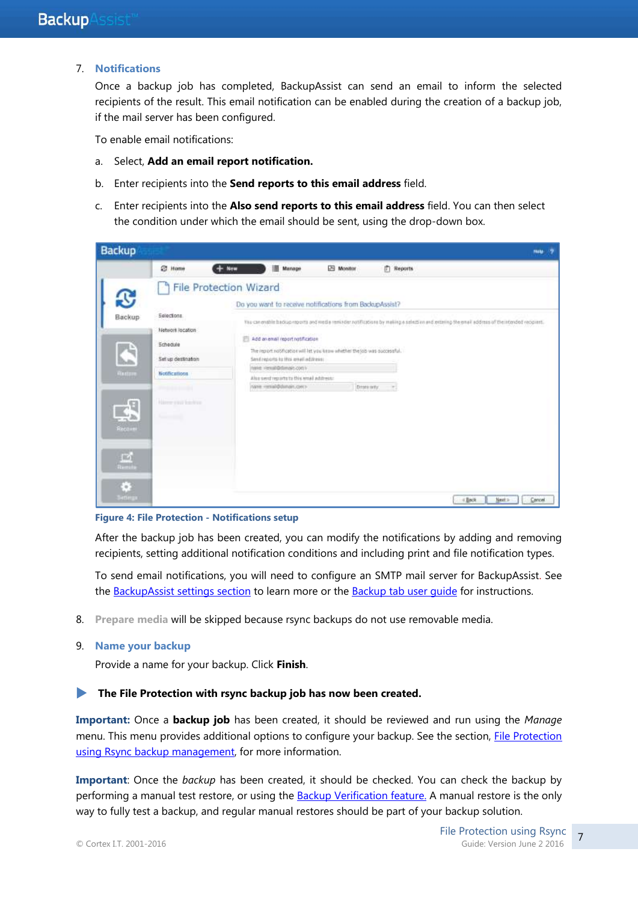7. **Notifications**

   Once a backup job has completed, BackupAssist can send an email to inform the selected recipients of the result. This email notification can be enabled during the creation of a backup job, if the mail server has been configured.

   To enable email notifications:

   a. Select, **Add an email report notification.**

   b. Enter recipients into the **Send reports to this email address** field.

   c. Enter recipients into the **Also send reports to this email address** field. You can then select the condition under which the email should be sent, using the drop-down box.

   Figure 4: File Protection - Notifications setup

   After the backup job has been created, you can modify the notifications by adding and removing recipients, setting additional notification conditions and including print and file notification types.

   To send email notifications, you will need to configure an SMTP mail server for BackupAssist. See the BackupAssist settings section to learn more or the Backup tab user guide for instructions.

8. **Prepare media** will be skipped because rsync backups do not use removable media.

9. **Name your backup**

   Provide a name for your backup. Click **Finish**.

▶ **The File Protection with rsync backup job has now been created.**

**Important:** Once a **backup job** has been created, it should be reviewed and run using the *Manage* menu. This menu provides additional options to configure your backup. See the section, File Protection using Rsync backup management, for more information.

**Important**: Once the *backup* has been created, it should be checked. You can check the backup by performing a manual test restore, or using the Backup Verification feature. A manual restore is the only way to fully test a backup, and regular manual restores should be part of your backup solution.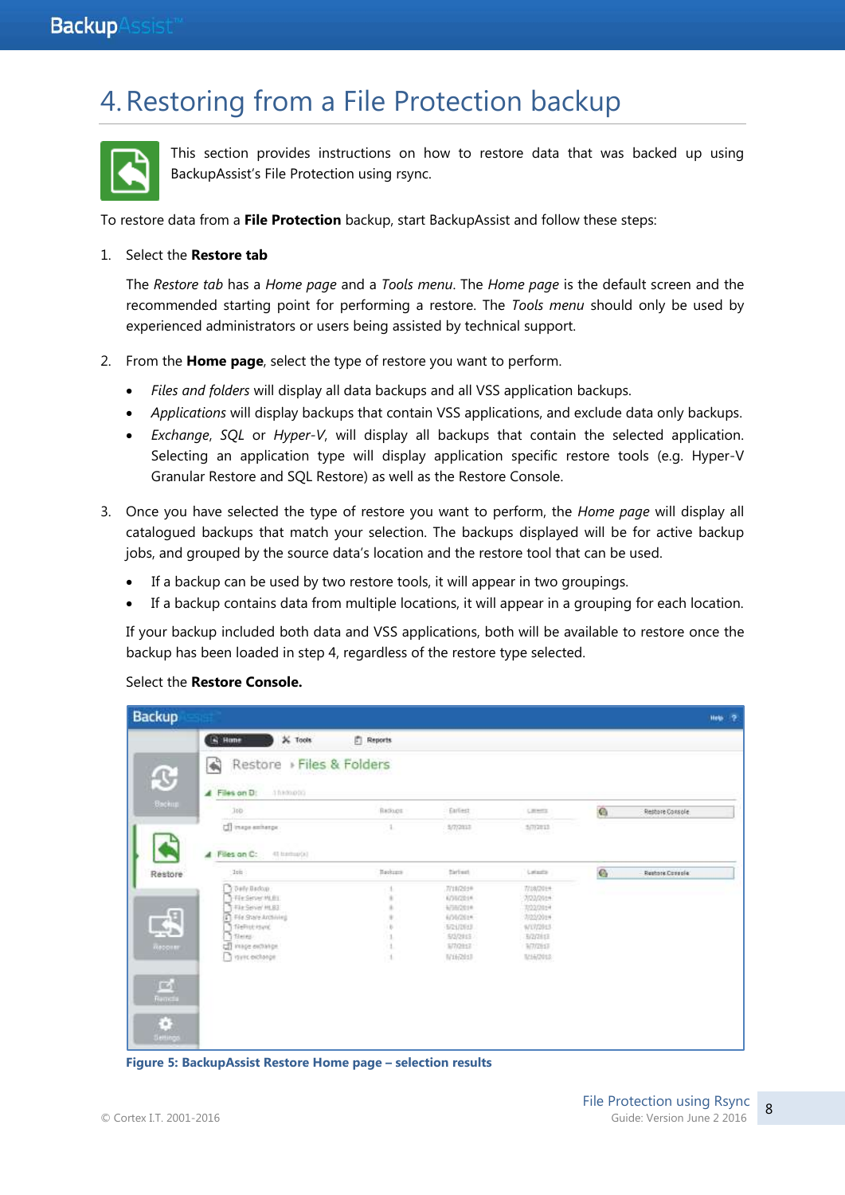# 4. Restoring from a File Protection backup

This section provides instructions on how to restore data that was backed up using BackupAssist's File Protection using rsync.

To restore data from a **File Protection** backup, start BackupAssist and follow these steps:

1. Select the **Restore tab**

   The *Restore tab* has a *Home page* and a *Tools menu*. The *Home page* is the default screen and the recommended starting point for performing a restore. The *Tools menu* should only be used by experienced administrators or users being assisted by technical support.

2. From the **Home page**, select the type of restore you want to perform.

   - *Files and folders* will display all data backups and all VSS application backups.
   - *Applications* will display backups that contain VSS applications, and exclude data only backups.
   - *Exchange*, *SQL* or *Hyper-V*, will display all backups that contain the selected application. Selecting an application type will display application specific restore tools (e.g. Hyper-V Granular Restore and SQL Restore) as well as the Restore Console.

3. Once you have selected the type of restore you want to perform, the *Home page* will display all catalogued backups that match your selection. The backups displayed will be for active backup jobs, and grouped by the source data's location and the restore tool that can be used.

   - If a backup can be used by two restore tools, it will appear in two groupings.
   - If a backup contains data from multiple locations, it will appear in a grouping for each location.

   If your backup included both data and VSS applications, both will be available to restore once the backup has been loaded in step 4, regardless of the restore type selected.

   Select the **Restore Console.**

**Figure 5: BackupAssist Restore Home page – selection results**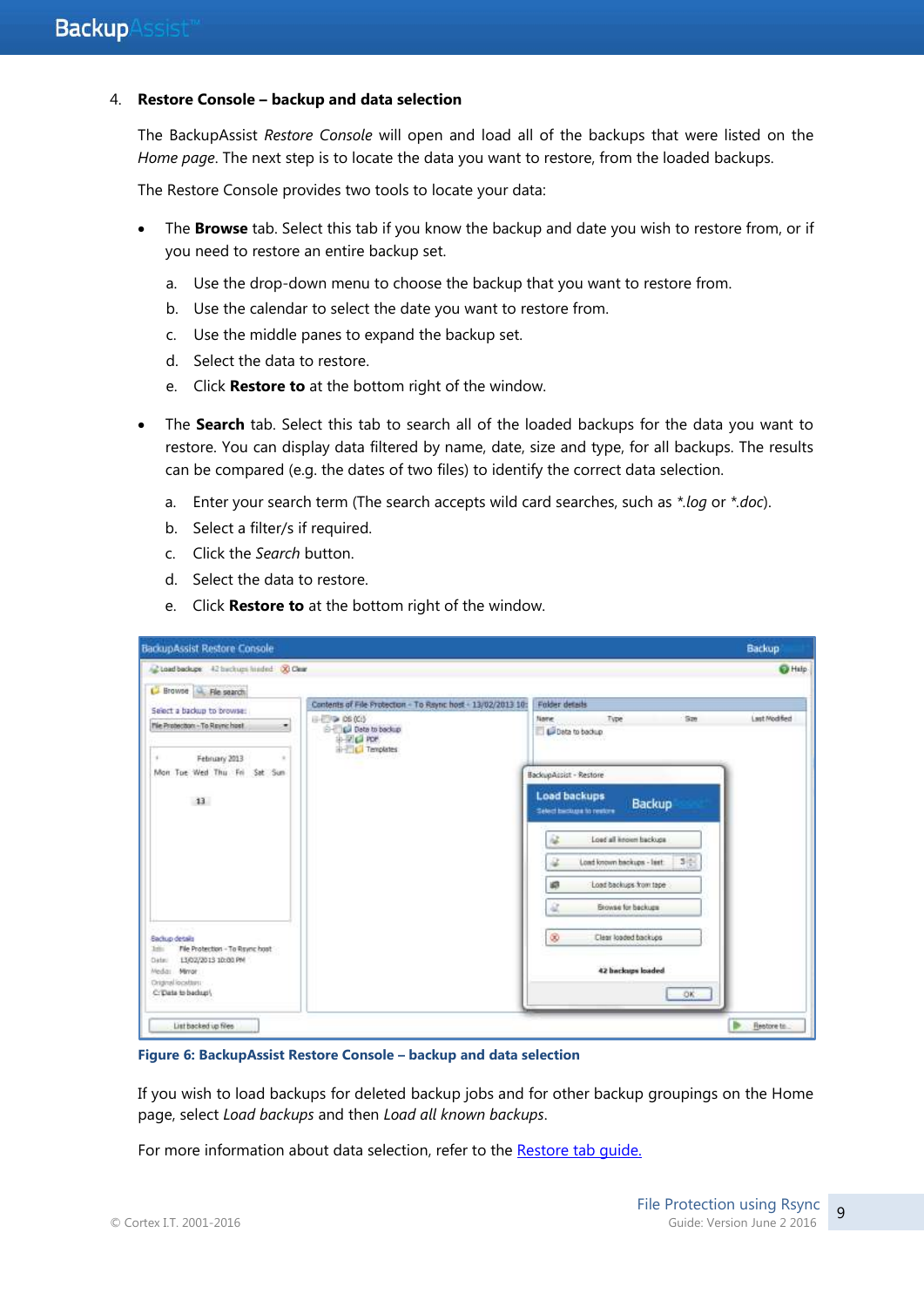4. **Restore Console – backup and data selection**

   The BackupAssist *Restore Console* will open and load all of the backups that were listed on the *Home page*. The next step is to locate the data you want to restore, from the loaded backups.

   The Restore Console provides two tools to locate your data:

   - The **Browse** tab. Select this tab if you know the backup and date you wish to restore from, or if you need to restore an entire backup set.
     a. Use the drop-down menu to choose the backup that you want to restore from.
     b. Use the calendar to select the date you want to restore from.
     c. Use the middle panes to expand the backup set.
     d. Select the data to restore.
     e. Click **Restore to** at the bottom right of the window.

   - The **Search** tab. Select this tab to search all of the loaded backups for the data you want to restore. You can display data filtered by name, date, size and type, for all backups. The results can be compared (e.g. the dates of two files) to identify the correct data selection.
     a. Enter your search term (The search accepts wild card searches, such as *.log* or *.doc*).
     b. Select a filter/s if required.
     c. Click the *Search* button.
     d. Select the data to restore.
     e. Click **Restore to** at the bottom right of the window.

**Figure 6: BackupAssist Restore Console – backup and data selection**

If you wish to load backups for deleted backup jobs and for other backup groupings on the Home page, select *Load backups* and then *Load all known backups*.

For more information about data selection, refer to the [Restore tab guide.]()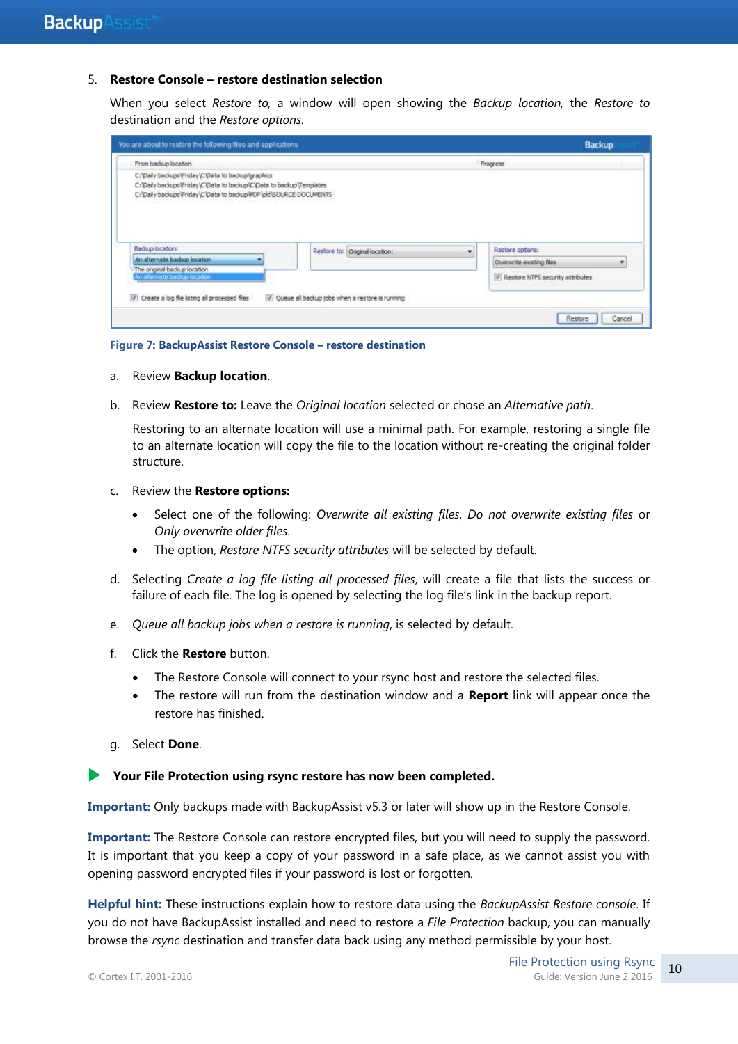5. **Restore Console – restore destination selection**

   When you select *Restore to,* a window will open showing the *Backup location,* the *Restore to* destination and the *Restore options*.

Figure 7: BackupAssist Restore Console – restore destination

a. Review **Backup location**.

b. Review **Restore to:** Leave the *Original location* selected or chose an *Alternative path*.

   Restoring to an alternate location will use a minimal path. For example, restoring a single file to an alternate location will copy the file to the location without re-creating the original folder structure.

c. Review the **Restore options:**

   - Select one of the following: *Overwrite all existing files*, *Do not overwrite existing files* or *Only overwrite older files*.
   - The option, *Restore NTFS security attributes* will be selected by default.

d. Selecting *Create a log file listing all processed files*, will create a file that lists the success or failure of each file. The log is opened by selecting the log file's link in the backup report.

e. *Queue all backup jobs when a restore is running*, is selected by default.

f. Click the **Restore** button.

   - The Restore Console will connect to your rsync host and restore the selected files.
   - The restore will run from the destination window and a **Report** link will appear once the restore has finished.

g. Select **Done**.

▶ **Your File Protection using rsync restore has now been completed.**

**Important:** Only backups made with BackupAssist v5.3 or later will show up in the Restore Console.

**Important:** The Restore Console can restore encrypted files, but you will need to supply the password. It is important that you keep a copy of your password in a safe place, as we cannot assist you with opening password encrypted files if your password is lost or forgotten.

**Helpful hint:** These instructions explain how to restore data using the *BackupAssist Restore console*. If you do not have BackupAssist installed and need to restore a *File Protection* backup, you can manually browse the *rsync* destination and transfer data back using any method permissible by your host.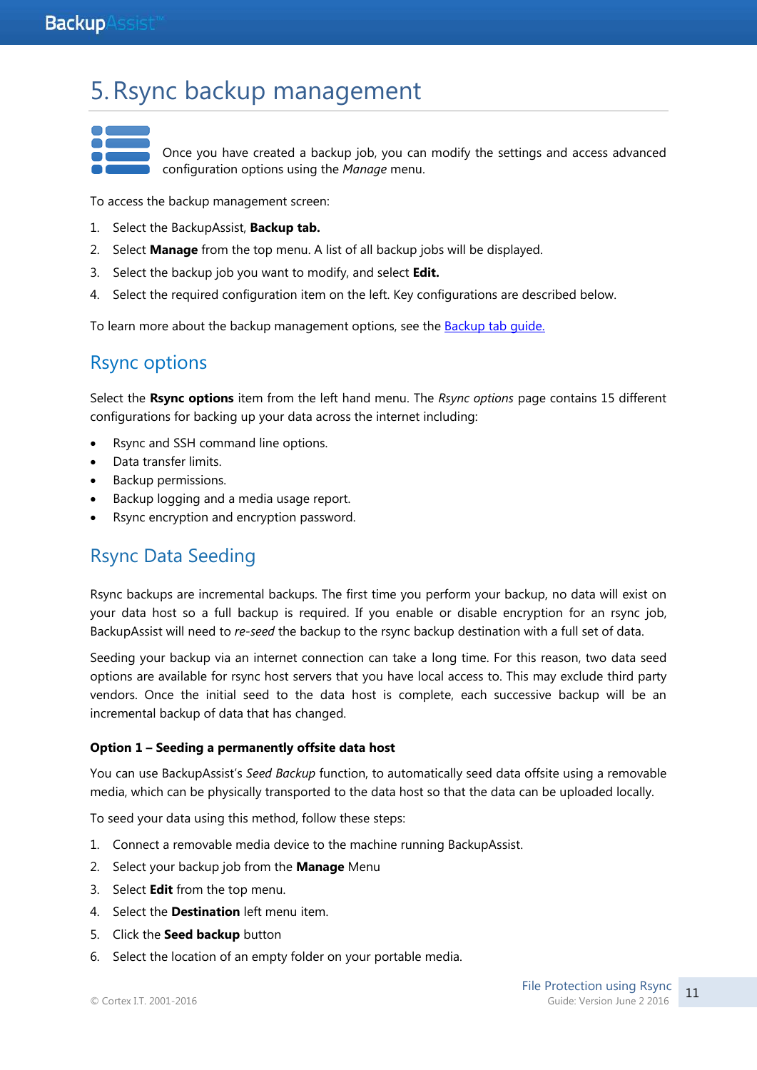// Regarding the image: it's a page of BackupAssist documentation — there's no request embedded in it, just content to be transcribed.
# 5. Rsync backup management

Once you have created a backup job, you can modify the settings and access advanced configuration options using the *Manage* menu.

To access the backup management screen:

1. Select the BackupAssist, **Backup tab.**
2. Select **Manage** from the top menu. A list of all backup jobs will be displayed.
3. Select the backup job you want to modify, and select **Edit.**
4. Select the required configuration item on the left. Key configurations are described below.

To learn more about the backup management options, see the Backup tab guide.

## Rsync options

Select the **Rsync options** item from the left hand menu. The *Rsync options* page contains 15 different configurations for backing up your data across the internet including:

- Rsync and SSH command line options.
- Data transfer limits.
- Backup permissions.
- Backup logging and a media usage report.
- Rsync encryption and encryption password.

## Rsync Data Seeding

Rsync backups are incremental backups. The first time you perform your backup, no data will exist on your data host so a full backup is required. If you enable or disable encryption for an rsync job, BackupAssist will need to *re-seed* the backup to the rsync backup destination with a full set of data.

Seeding your backup via an internet connection can take a long time. For this reason, two data seed options are available for rsync host servers that you have local access to. This may exclude third party vendors. Once the initial seed to the data host is complete, each successive backup will be an incremental backup of data that has changed.

### Option 1 – Seeding a permanently offsite data host

You can use BackupAssist's *Seed Backup* function, to automatically seed data offsite using a removable media, which can be physically transported to the data host so that the data can be uploaded locally.

To seed your data using this method, follow these steps:

1. Connect a removable media device to the machine running BackupAssist.
2. Select your backup job from the **Manage** Menu
3. Select **Edit** from the top menu.
4. Select the **Destination** left menu item.
5. Click the **Seed backup** button
6. Select the location of an empty folder on your portable media.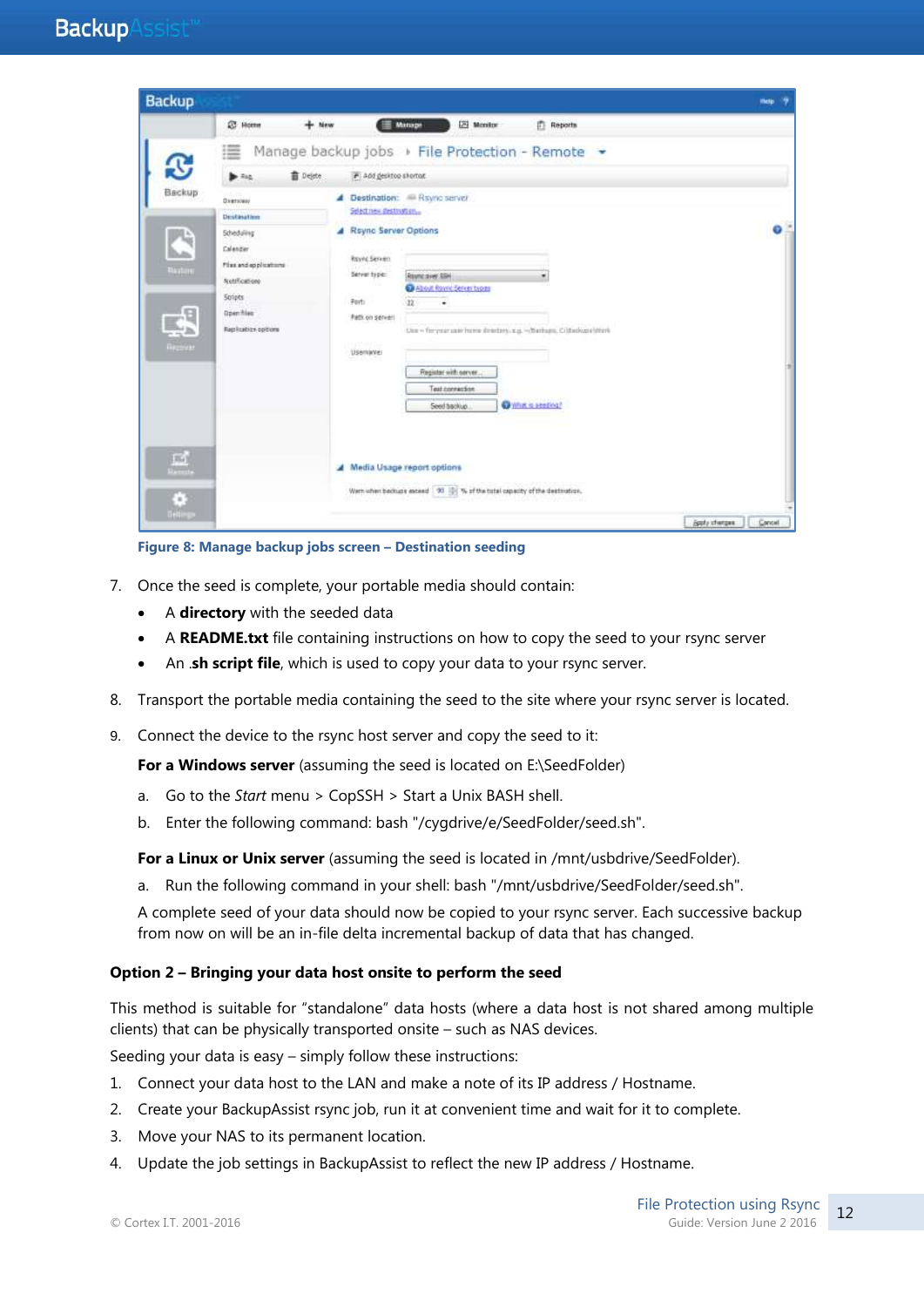Figure 8: Manage backup jobs screen – Destination seeding

7. Once the seed is complete, your portable media should contain:
   - A **directory** with the seeded data
   - A **README.txt** file containing instructions on how to copy the seed to your rsync server
   - An **.sh script file**, which is used to copy your data to your rsync server.

8. Transport the portable media containing the seed to the site where your rsync server is located.

9. Connect the device to the rsync host server and copy the seed to it:

   **For a Windows server** (assuming the seed is located on E:\SeedFolder)

   a. Go to the *Start* menu > CopSSH > Start a Unix BASH shell.

   b. Enter the following command: bash "/cygdrive/e/SeedFolder/seed.sh".

   **For a Linux or Unix server** (assuming the seed is located in /mnt/usbdrive/SeedFolder).

   a. Run the following command in your shell: bash "/mnt/usbdrive/SeedFolder/seed.sh".

   A complete seed of your data should now be copied to your rsync server. Each successive backup from now on will be an in-file delta incremental backup of data that has changed.

**Option 2 – Bringing your data host onsite to perform the seed**

This method is suitable for "standalone" data hosts (where a data host is not shared among multiple clients) that can be physically transported onsite – such as NAS devices.

Seeding your data is easy – simply follow these instructions:

1. Connect your data host to the LAN and make a note of its IP address / Hostname.
2. Create your BackupAssist rsync job, run it at convenient time and wait for it to complete.
3. Move your NAS to its permanent location.
4. Update the job settings in BackupAssist to reflect the new IP address / Hostname.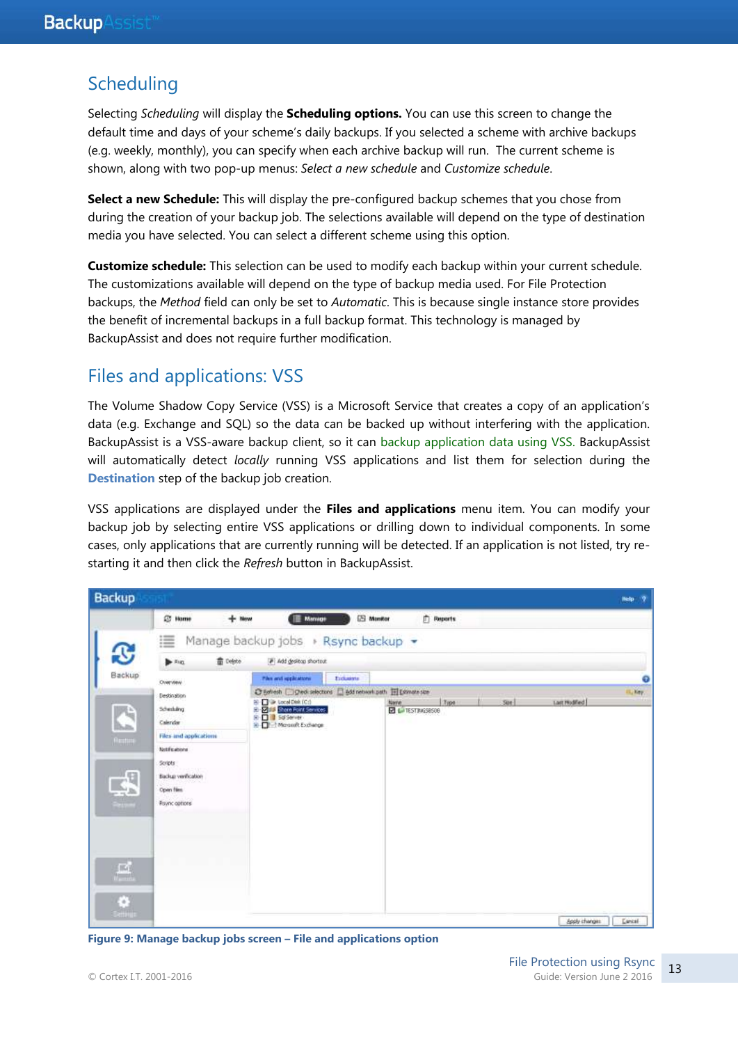## Scheduling

Selecting *Scheduling* will display the **Scheduling options.** You can use this screen to change the default time and days of your scheme's daily backups. If you selected a scheme with archive backups (e.g. weekly, monthly), you can specify when each archive backup will run. The current scheme is shown, along with two pop-up menus: *Select a new schedule* and *Customize schedule*.

**Select a new Schedule:** This will display the pre-configured backup schemes that you chose from during the creation of your backup job. The selections available will depend on the type of destination media you have selected. You can select a different scheme using this option.

**Customize schedule:** This selection can be used to modify each backup within your current schedule. The customizations available will depend on the type of backup media used. For File Protection backups, the *Method* field can only be set to *Automatic*. This is because single instance store provides the benefit of incremental backups in a full backup format. This technology is managed by BackupAssist and does not require further modification.

## Files and applications: VSS

The Volume Shadow Copy Service (VSS) is a Microsoft Service that creates a copy of an application's data (e.g. Exchange and SQL) so the data can be backed up without interfering with the application. BackupAssist is a VSS-aware backup client, so it can backup application data using VSS. BackupAssist will automatically detect *locally* running VSS applications and list them for selection during the **Destination** step of the backup job creation.

VSS applications are displayed under the **Files and applications** menu item. You can modify your backup job by selecting entire VSS applications or drilling down to individual components. In some cases, only applications that are currently running will be detected. If an application is not listed, try re-starting it and then click the *Refresh* button in BackupAssist.

**Figure 9: Manage backup jobs screen – File and applications option**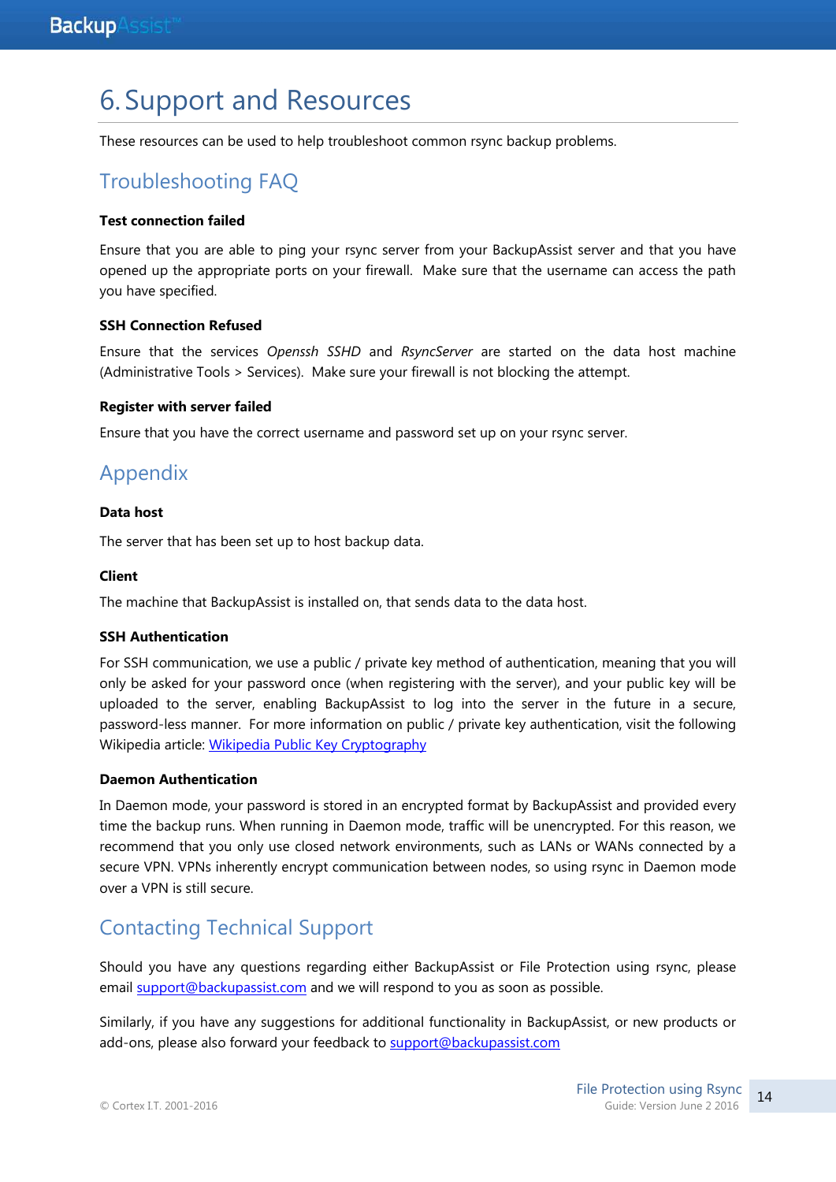# 6. Support and Resources

These resources can be used to help troubleshoot common rsync backup problems.

## Troubleshooting FAQ

**Test connection failed**

Ensure that you are able to ping your rsync server from your BackupAssist server and that you have opened up the appropriate ports on your firewall. Make sure that the username can access the path you have specified.

**SSH Connection Refused**

Ensure that the services *Openssh SSHD* and *RsyncServer* are started on the data host machine (Administrative Tools > Services). Make sure your firewall is not blocking the attempt.

**Register with server failed**

Ensure that you have the correct username and password set up on your rsync server.

## Appendix

**Data host**

The server that has been set up to host backup data.

**Client**

The machine that BackupAssist is installed on, that sends data to the data host.

**SSH Authentication**

For SSH communication, we use a public / private key method of authentication, meaning that you will only be asked for your password once (when registering with the server), and your public key will be uploaded to the server, enabling BackupAssist to log into the server in the future in a secure, password-less manner. For more information on public / private key authentication, visit the following Wikipedia article: Wikipedia Public Key Cryptography

**Daemon Authentication**

In Daemon mode, your password is stored in an encrypted format by BackupAssist and provided every time the backup runs. When running in Daemon mode, traffic will be unencrypted. For this reason, we recommend that you only use closed network environments, such as LANs or WANs connected by a secure VPN. VPNs inherently encrypt communication between nodes, so using rsync in Daemon mode over a VPN is still secure.

## Contacting Technical Support

Should you have any questions regarding either BackupAssist or File Protection using rsync, please email support@backupassist.com and we will respond to you as soon as possible.

Similarly, if you have any suggestions for additional functionality in BackupAssist, or new products or add-ons, please also forward your feedback to support@backupassist.com